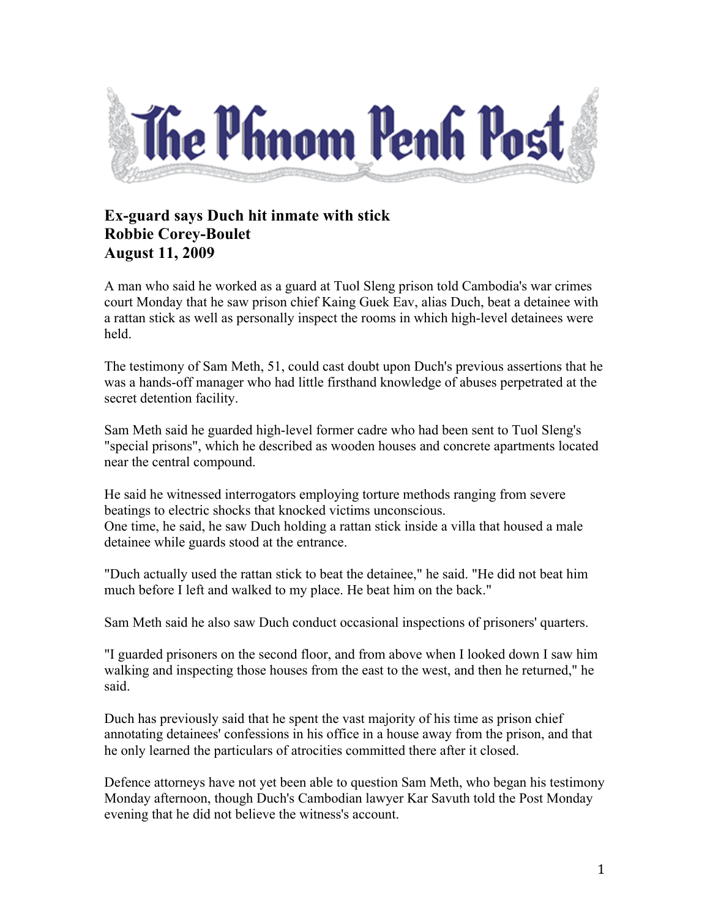# The Phnom Penh Post

**Ex-guard says Duch hit inmate with stick**
**Robbie Corey-Boulet**
**August 11, 2009**

A man who said he worked as a guard at Tuol Sleng prison told Cambodia's war crimes court Monday that he saw prison chief Kaing Guek Eav, alias Duch, beat a detainee with a rattan stick as well as personally inspect the rooms in which high-level detainees were held.

The testimony of Sam Meth, 51, could cast doubt upon Duch's previous assertions that he was a hands-off manager who had little firsthand knowledge of abuses perpetrated at the secret detention facility.

Sam Meth said he guarded high-level former cadre who had been sent to Tuol Sleng's "special prisons", which he described as wooden houses and concrete apartments located near the central compound.

He said he witnessed interrogators employing torture methods ranging from severe beatings to electric shocks that knocked victims unconscious.
One time, he said, he saw Duch holding a rattan stick inside a villa that housed a male detainee while guards stood at the entrance.

"Duch actually used the rattan stick to beat the detainee," he said. "He did not beat him much before I left and walked to my place. He beat him on the back."

Sam Meth said he also saw Duch conduct occasional inspections of prisoners' quarters.

"I guarded prisoners on the second floor, and from above when I looked down I saw him walking and inspecting those houses from the east to the west, and then he returned," he said.

Duch has previously said that he spent the vast majority of his time as prison chief annotating detainees' confessions in his office in a house away from the prison, and that he only learned the particulars of atrocities committed there after it closed.

Defence attorneys have not yet been able to question Sam Meth, who began his testimony Monday afternoon, though Duch's Cambodian lawyer Kar Savuth told the Post Monday evening that he did not believe the witness's account.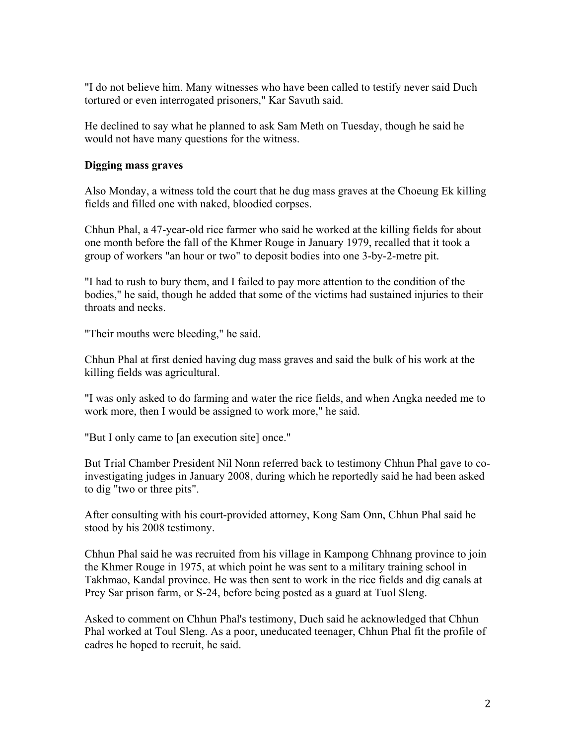"I do not believe him. Many witnesses who have been called to testify never said Duch tortured or even interrogated prisoners," Kar Savuth said.

He declined to say what he planned to ask Sam Meth on Tuesday, though he said he would not have many questions for the witness.

**Digging mass graves**

Also Monday, a witness told the court that he dug mass graves at the Choeung Ek killing fields and filled one with naked, bloodied corpses.

Chhun Phal, a 47-year-old rice farmer who said he worked at the killing fields for about one month before the fall of the Khmer Rouge in January 1979, recalled that it took a group of workers "an hour or two" to deposit bodies into one 3-by-2-metre pit.

"I had to rush to bury them, and I failed to pay more attention to the condition of the bodies," he said, though he added that some of the victims had sustained injuries to their throats and necks.

"Their mouths were bleeding," he said.

Chhun Phal at first denied having dug mass graves and said the bulk of his work at the killing fields was agricultural.

"I was only asked to do farming and water the rice fields, and when Angka needed me to work more, then I would be assigned to work more," he said.

"But I only came to [an execution site] once."

But Trial Chamber President Nil Nonn referred back to testimony Chhun Phal gave to co-investigating judges in January 2008, during which he reportedly said he had been asked to dig "two or three pits".

After consulting with his court-provided attorney, Kong Sam Onn, Chhun Phal said he stood by his 2008 testimony.

Chhun Phal said he was recruited from his village in Kampong Chhnang province to join the Khmer Rouge in 1975, at which point he was sent to a military training school in Takhmao, Kandal province. He was then sent to work in the rice fields and dig canals at Prey Sar prison farm, or S-24, before being posted as a guard at Tuol Sleng.

Asked to comment on Chhun Phal's testimony, Duch said he acknowledged that Chhun Phal worked at Toul Sleng. As a poor, uneducated teenager, Chhun Phal fit the profile of cadres he hoped to recruit, he said.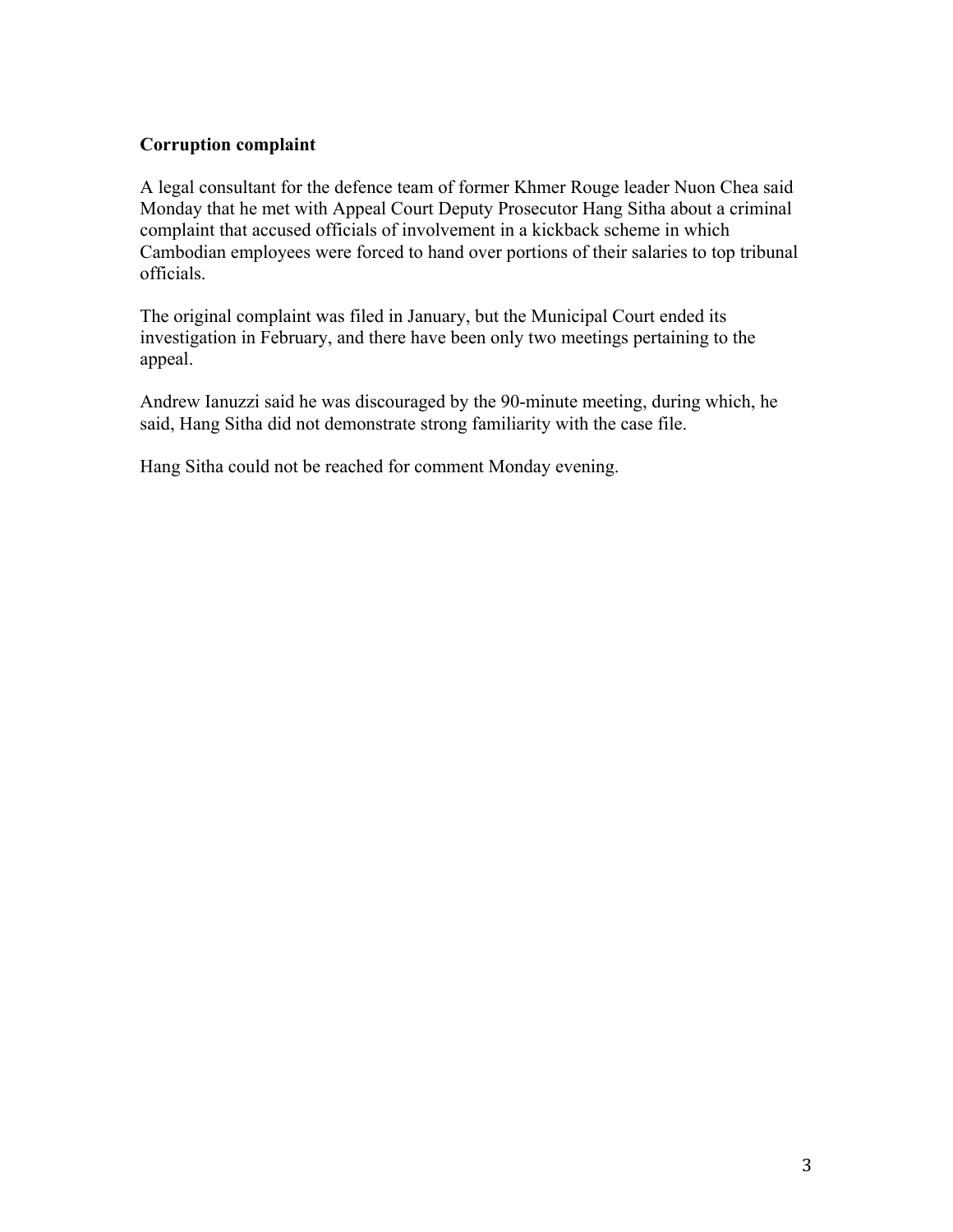**Corruption complaint**

A legal consultant for the defence team of former Khmer Rouge leader Nuon Chea said Monday that he met with Appeal Court Deputy Prosecutor Hang Sitha about a criminal complaint that accused officials of involvement in a kickback scheme in which Cambodian employees were forced to hand over portions of their salaries to top tribunal officials.

The original complaint was filed in January, but the Municipal Court ended its investigation in February, and there have been only two meetings pertaining to the appeal.

Andrew Ianuzzi said he was discouraged by the 90-minute meeting, during which, he said, Hang Sitha did not demonstrate strong familiarity with the case file.

Hang Sitha could not be reached for comment Monday evening.